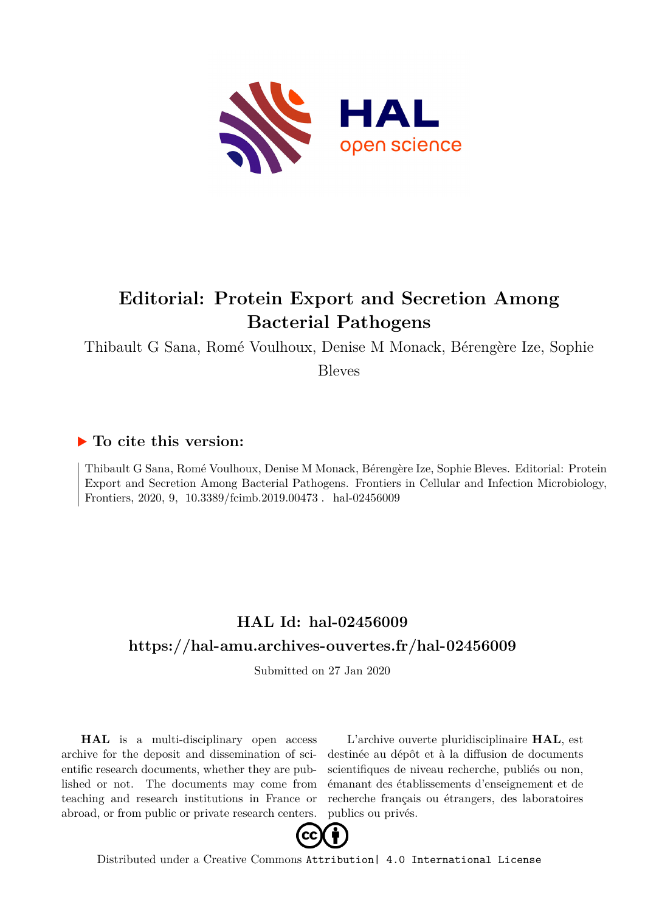# Editorial: Protein Export and Secretion Among Bacterial Pathogens

Thibault G Sana, Romé Voulhoux, Denise M Monack, Bérengère Ize, Sophie Bleves

## To cite this version:

Thibault G Sana, Romé Voulhoux, Denise M Monack, Bérengère Ize, Sophie Bleves. Editorial: Protein Export and Secretion Among Bacterial Pathogens. Frontiers in Cellular and Infection Microbiology, Frontiers, 2020, 9, 10.3389/fcimb.2019.00473 . hal-02456009

## HAL Id: hal-02456009

## https://hal-amu.archives-ouvertes.fr/hal-02456009

Submitted on 27 Jan 2020

**HAL** is a multi-disciplinary open access archive for the deposit and dissemination of scientific research documents, whether they are published or not. The documents may come from teaching and research institutions in France or abroad, or from public or private research centers.

L'archive ouverte pluridisciplinaire **HAL**, est destinée au dépôt et à la diffusion de documents scientifiques de niveau recherche, publiés ou non, émanant des établissements d'enseignement et de recherche français ou étrangers, des laboratoires publics ou privés.

Distributed under a Creative Commons Attribution| 4.0 International License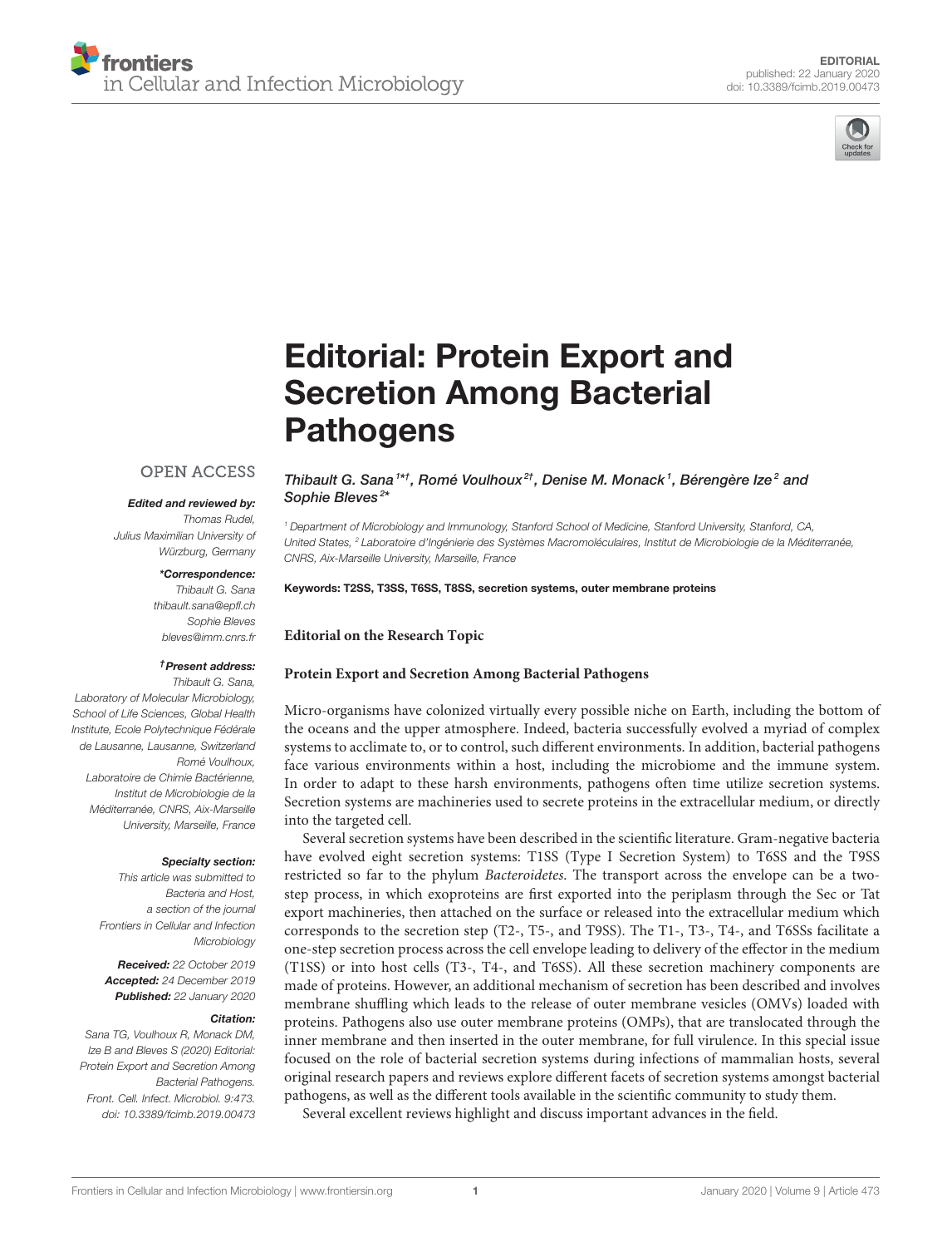# Editorial: Protein Export and Secretion Among Bacterial Pathogens

**OPEN ACCESS**

***Edited and reviewed by:***
*Thomas Rudel,*
*Julius Maximilian University of Würzburg, Germany*

***\*Correspondence:***
*Thibault G. Sana*
*thibault.sana@epfl.ch*
*Sophie Bleves*
*bleves@imm.cnrs.fr*

***†Present address:***
*Thibault G. Sana,*
*Laboratory of Molecular Microbiology, School of Life Sciences, Global Health Institute, Ecole Polytechnique Fédérale de Lausanne, Lausanne, Switzerland*
*Romé Voulhoux,*
*Laboratoire de Chimie Bactérienne, Institut de Microbiologie de la Méditerranée, CNRS, Aix-Marseille University, Marseille, France*

***Specialty section:***
*This article was submitted to Bacteria and Host, a section of the journal Frontiers in Cellular and Infection Microbiology*

***Received:*** *22 October 2019*
***Accepted:*** *24 December 2019*
***Published:*** *22 January 2020*

***Citation:***
*Sana TG, Voulhoux R, Monack DM, Ize B and Bleves S (2020) Editorial: Protein Export and Secretion Among Bacterial Pathogens. Front. Cell. Infect. Microbiol. 9:473. doi: 10.3389/fcimb.2019.00473*

*Thibault G. Sana[1*†], Romé Voulhoux[2†], Denise M. Monack[1], Bérengère Ize[2] and Sophie Bleves[2*]*

*[1] Department of Microbiology and Immunology, Stanford School of Medicine, Stanford University, Stanford, CA, United States, [2] Laboratoire d'Ingénierie des Systèmes Macromoléculaires, Institut de Microbiologie de la Méditerranée, CNRS, Aix-Marseille University, Marseille, France*

**Keywords: T2SS, T3SS, T6SS, T8SS, secretion systems, outer membrane proteins**

**Editorial on the Research Topic**

**Protein Export and Secretion Among Bacterial Pathogens**

Micro-organisms have colonized virtually every possible niche on Earth, including the bottom of the oceans and the upper atmosphere. Indeed, bacteria successfully evolved a myriad of complex systems to acclimate to, or to control, such different environments. In addition, bacterial pathogens face various environments within a host, including the microbiome and the immune system. In order to adapt to these harsh environments, pathogens often time utilize secretion systems. Secretion systems are machineries used to secrete proteins in the extracellular medium, or directly into the targeted cell.

Several secretion systems have been described in the scientific literature. Gram-negative bacteria have evolved eight secretion systems: T1SS (Type I Secretion System) to T6SS and the T9SS restricted so far to the phylum *Bacteroidetes*. The transport across the envelope can be a two-step process, in which exoproteins are first exported into the periplasm through the Sec or Tat export machineries, then attached on the surface or released into the extracellular medium which corresponds to the secretion step (T2-, T5-, and T9SS). The T1-, T3-, T4-, and T6SSs facilitate a one-step secretion process across the cell envelope leading to delivery of the effector in the medium (T1SS) or into host cells (T3-, T4-, and T6SS). All these secretion machinery components are made of proteins. However, an additional mechanism of secretion has been described and involves membrane shuffling which leads to the release of outer membrane vesicles (OMVs) loaded with proteins. Pathogens also use outer membrane proteins (OMPs), that are translocated through the inner membrane and then inserted in the outer membrane, for full virulence. In this special issue focused on the role of bacterial secretion systems during infections of mammalian hosts, several original research papers and reviews explore different facets of secretion systems amongst bacterial pathogens, as well as the different tools available in the scientific community to study them.

Several excellent reviews highlight and discuss important advances in the field.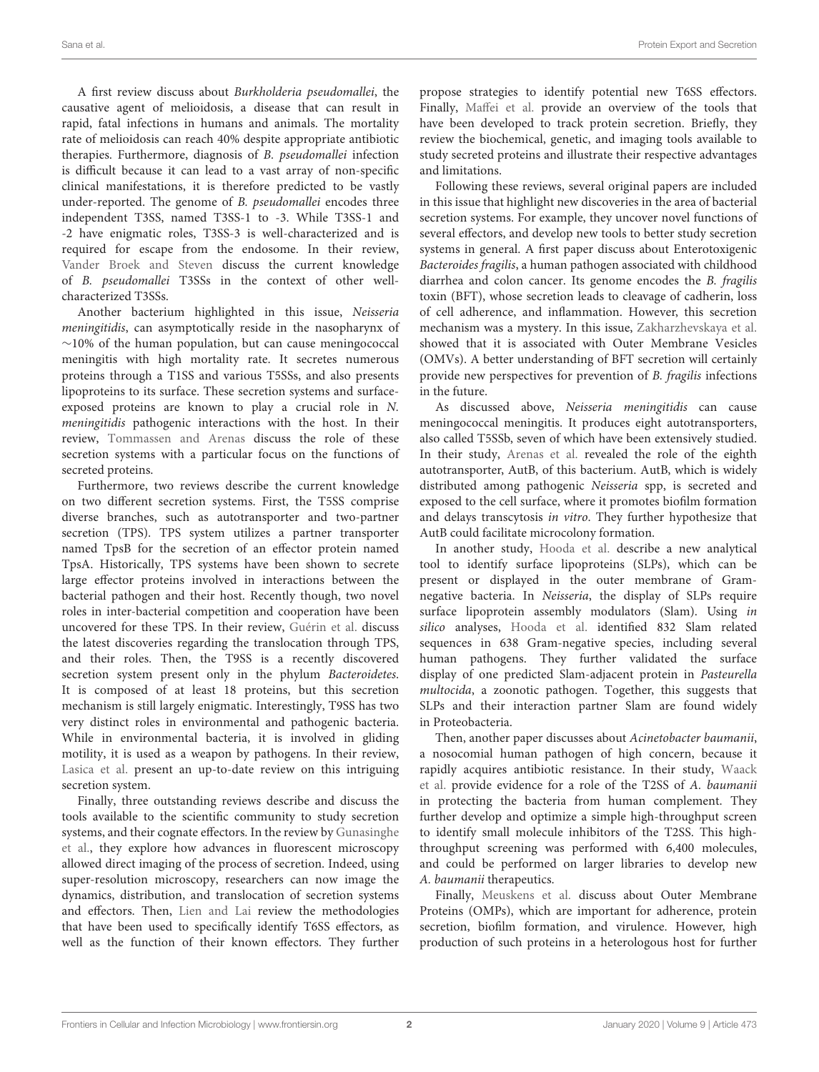A first review discuss about *Burkholderia pseudomallei*, the causative agent of melioidosis, a disease that can result in rapid, fatal infections in humans and animals. The mortality rate of melioidosis can reach 40% despite appropriate antibiotic therapies. Furthermore, diagnosis of *B. pseudomallei* infection is difficult because it can lead to a vast array of non-specific clinical manifestations, it is therefore predicted to be vastly under-reported. The genome of *B. pseudomallei* encodes three independent T3SS, named T3SS-1 to -3. While T3SS-1 and -2 have enigmatic roles, T3SS-3 is well-characterized and is required for escape from the endosome. In their review, Vander Broek and Steven discuss the current knowledge of *B. pseudomallei* T3SSs in the context of other well-characterized T3SSs.

Another bacterium highlighted in this issue, *Neisseria meningitidis*, can asymptotically reside in the nasopharynx of ~10% of the human population, but can cause meningococcal meningitis with high mortality rate. It secretes numerous proteins through a T1SS and various T5SSs, and also presents lipoproteins to its surface. These secretion systems and surface-exposed proteins are known to play a crucial role in *N. meningitidis* pathogenic interactions with the host. In their review, Tommassen and Arenas discuss the role of these secretion systems with a particular focus on the functions of secreted proteins.

Furthermore, two reviews describe the current knowledge on two different secretion systems. First, the T5SS comprise diverse branches, such as autotransporter and two-partner secretion (TPS). TPS system utilizes a partner transporter named TpsB for the secretion of an effector protein named TpsA. Historically, TPS systems have been shown to secrete large effector proteins involved in interactions between the bacterial pathogen and their host. Recently though, two novel roles in inter-bacterial competition and cooperation have been uncovered for these TPS. In their review, Guérin et al. discuss the latest discoveries regarding the translocation through TPS, and their roles. Then, the T9SS is a recently discovered secretion system present only in the phylum *Bacteroidetes*. It is composed of at least 18 proteins, but this secretion mechanism is still largely enigmatic. Interestingly, T9SS has two very distinct roles in environmental and pathogenic bacteria. While in environmental bacteria, it is involved in gliding motility, it is used as a weapon by pathogens. In their review, Lasica et al. present an up-to-date review on this intriguing secretion system.

Finally, three outstanding reviews describe and discuss the tools available to the scientific community to study secretion systems, and their cognate effectors. In the review by Gunasinghe et al., they explore how advances in fluorescent microscopy allowed direct imaging of the process of secretion. Indeed, using super-resolution microscopy, researchers can now image the dynamics, distribution, and translocation of secretion systems and effectors. Then, Lien and Lai review the methodologies that have been used to specifically identify T6SS effectors, as well as the function of their known effectors. They further propose strategies to identify potential new T6SS effectors. Finally, Maffei et al. provide an overview of the tools that have been developed to track protein secretion. Briefly, they review the biochemical, genetic, and imaging tools available to study secreted proteins and illustrate their respective advantages and limitations.

Following these reviews, several original papers are included in this issue that highlight new discoveries in the area of bacterial secretion systems. For example, they uncover novel functions of several effectors, and develop new tools to better study secretion systems in general. A first paper discuss about Enterotoxigenic *Bacteroides fragilis*, a human pathogen associated with childhood diarrhea and colon cancer. Its genome encodes the *B. fragilis* toxin (BFT), whose secretion leads to cleavage of cadherin, loss of cell adherence, and inflammation. However, this secretion mechanism was a mystery. In this issue, Zakharzhevskaya et al. showed that it is associated with Outer Membrane Vesicles (OMVs). A better understanding of BFT secretion will certainly provide new perspectives for prevention of *B. fragilis* infections in the future.

As discussed above, *Neisseria meningitidis* can cause meningococcal meningitis. It produces eight autotransporters, also called T5SSb, seven of which have been extensively studied. In their study, Arenas et al. revealed the role of the eighth autotransporter, AutB, of this bacterium. AutB, which is widely distributed among pathogenic *Neisseria* spp, is secreted and exposed to the cell surface, where it promotes biofilm formation and delays transcytosis *in vitro*. They further hypothesize that AutB could facilitate microcolony formation.

In another study, Hooda et al. describe a new analytical tool to identify surface lipoproteins (SLPs), which can be present or displayed in the outer membrane of Gram-negative bacteria. In *Neisseria*, the display of SLPs require surface lipoprotein assembly modulators (Slam). Using *in silico* analyses, Hooda et al. identified 832 Slam related sequences in 638 Gram-negative species, including several human pathogens. They further validated the surface display of one predicted Slam-adjacent protein in *Pasteurella multocida*, a zoonotic pathogen. Together, this suggests that SLPs and their interaction partner Slam are found widely in Proteobacteria.

Then, another paper discusses about *Acinetobacter baumanii*, a nosocomial human pathogen of high concern, because it rapidly acquires antibiotic resistance. In their study, Waack et al. provide evidence for a role of the T2SS of *A. baumanii* in protecting the bacteria from human complement. They further develop and optimize a simple high-throughput screen to identify small molecule inhibitors of the T2SS. This high-throughput screening was performed with 6,400 molecules, and could be performed on larger libraries to develop new *A. baumanii* therapeutics.

Finally, Meuskens et al. discuss about Outer Membrane Proteins (OMPs), which are important for adherence, protein secretion, biofilm formation, and virulence. However, high production of such proteins in a heterologous host for further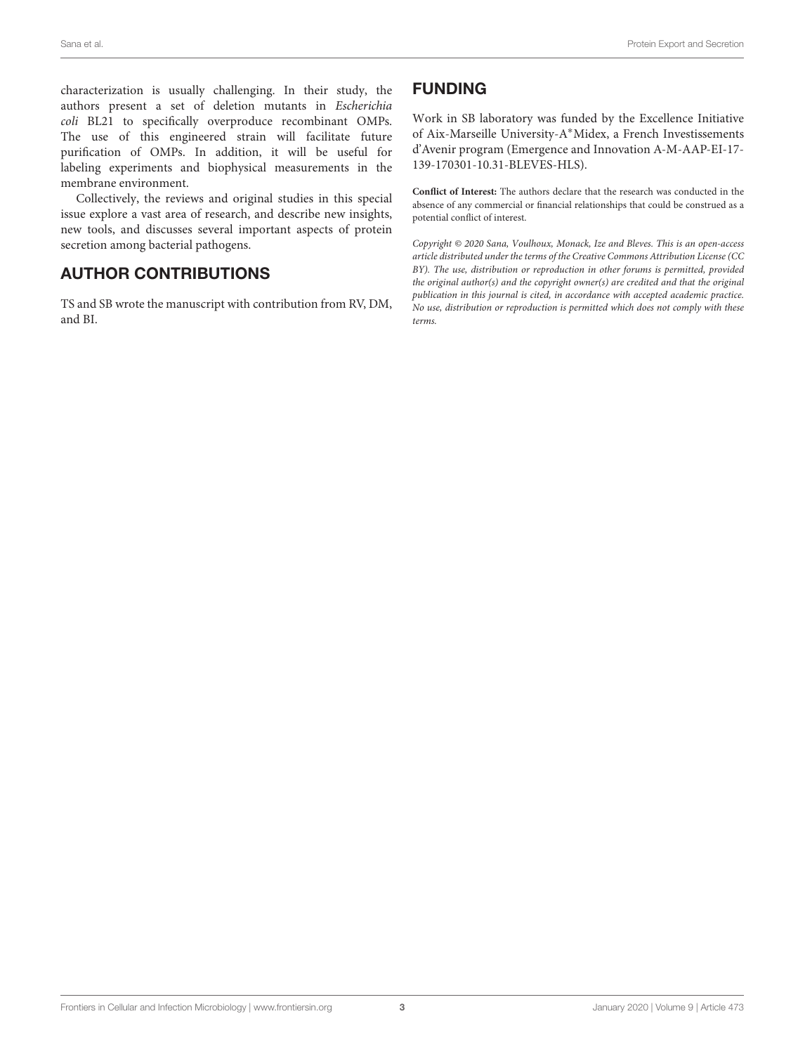characterization is usually challenging. In their study, the authors present a set of deletion mutants in *Escherichia coli* BL21 to specifically overproduce recombinant OMPs. The use of this engineered strain will facilitate future purification of OMPs. In addition, it will be useful for labeling experiments and biophysical measurements in the membrane environment.

Collectively, the reviews and original studies in this special issue explore a vast area of research, and describe new insights, new tools, and discusses several important aspects of protein secretion among bacterial pathogens.

## AUTHOR CONTRIBUTIONS

TS and SB wrote the manuscript with contribution from RV, DM, and BI.

## FUNDING

Work in SB laboratory was funded by the Excellence Initiative of Aix-Marseille University-A*Midex, a French Investissements d'Avenir program (Emergence and Innovation A-M-AAP-EI-17-139-170301-10.31-BLEVES-HLS).

**Conflict of Interest:** The authors declare that the research was conducted in the absence of any commercial or financial relationships that could be construed as a potential conflict of interest.

*Copyright © 2020 Sana, Voulhoux, Monack, Ize and Bleves. This is an open-access article distributed under the terms of the Creative Commons Attribution License (CC BY). The use, distribution or reproduction in other forums is permitted, provided the original author(s) and the copyright owner(s) are credited and that the original publication in this journal is cited, in accordance with accepted academic practice. No use, distribution or reproduction is permitted which does not comply with these terms.*